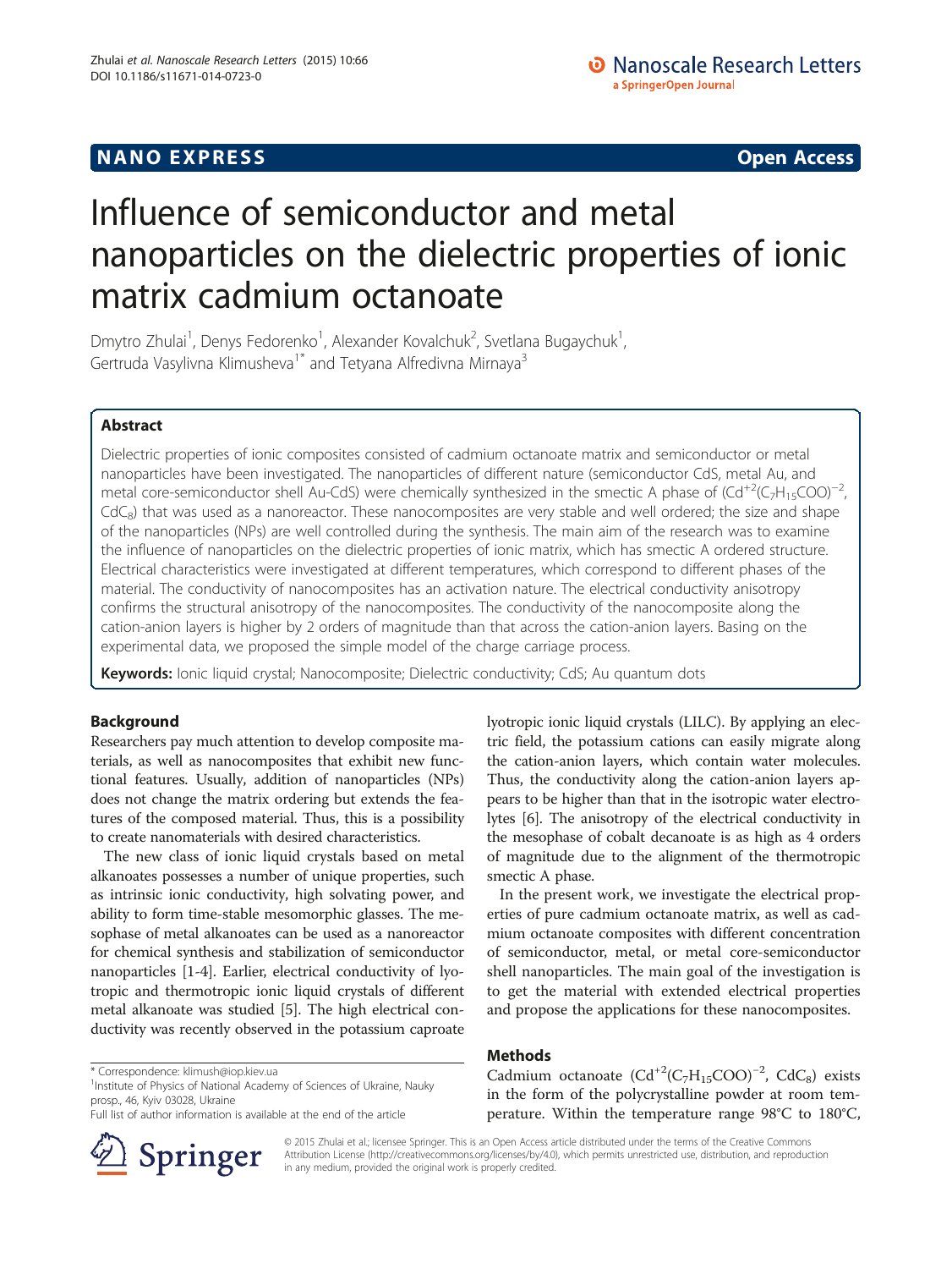**NANO EXPRESS** **Open Access**

# Influence of semiconductor and metal nanoparticles on the dielectric properties of ionic matrix cadmium octanoate

Dmytro Zhulai[1], Denys Fedorenko[1], Alexander Kovalchuk[2], Svetlana Bugaychuk[1], Gertruda Vasylivna Klimusheva[1*] and Tetyana Alfredivna Mirnaya[3]

## Abstract

Dielectric properties of ionic composites consisted of cadmium octanoate matrix and semiconductor or metal nanoparticles have been investigated. The nanoparticles of different nature (semiconductor CdS, metal Au, and metal core-semiconductor shell Au-CdS) were chemically synthesized in the smectic A phase of ($Cd^{+2}(C_7H_{15}COO)^{-2}$, $CdC_8$) that was used as a nanoreactor. These nanocomposites are very stable and well ordered; the size and shape of the nanoparticles (NPs) are well controlled during the synthesis. The main aim of the research was to examine the influence of nanoparticles on the dielectric properties of ionic matrix, which has smectic A ordered structure. Electrical characteristics were investigated at different temperatures, which correspond to different phases of the material. The conductivity of nanocomposites has an activation nature. The electrical conductivity anisotropy confirms the structural anisotropy of the nanocomposites. The conductivity of the nanocomposite along the cation-anion layers is higher by 2 orders of magnitude than that across the cation-anion layers. Basing on the experimental data, we proposed the simple model of the charge carriage process.

**Keywords:** Ionic liquid crystal; Nanocomposite; Dielectric conductivity; CdS; Au quantum dots

## Background

Researchers pay much attention to develop composite materials, as well as nanocomposites that exhibit new functional features. Usually, addition of nanoparticles (NPs) does not change the matrix ordering but extends the features of the composed material. Thus, this is a possibility to create nanomaterials with desired characteristics.

The new class of ionic liquid crystals based on metal alkanoates possesses a number of unique properties, such as intrinsic ionic conductivity, high solvating power, and ability to form time-stable mesomorphic glasses. The mesophase of metal alkanoates can be used as a nanoreactor for chemical synthesis and stabilization of semiconductor nanoparticles [1-4]. Earlier, electrical conductivity of lyotropic and thermotropic ionic liquid crystals of different metal alkanoate was studied [5]. The high electrical conductivity was recently observed in the potassium caproate lyotropic ionic liquid crystals (LILC). By applying an electric field, the potassium cations can easily migrate along the cation-anion layers, which contain water molecules. Thus, the conductivity along the cation-anion layers appears to be higher than that in the isotropic water electrolytes [6]. The anisotropy of the electrical conductivity in the mesophase of cobalt decanoate is as high as 4 orders of magnitude due to the alignment of the thermotropic smectic A phase.

In the present work, we investigate the electrical properties of pure cadmium octanoate matrix, as well as cadmium octanoate composites with different concentration of semiconductor, metal, or metal core-semiconductor shell nanoparticles. The main goal of the investigation is to get the material with extended electrical properties and propose the applications for these nanocomposites.

## Methods

Cadmium octanoate ($Cd^{+2}(C_7H_{15}COO)^{-2}$, $CdC_8$) exists in the form of the polycrystalline powder at room temperature. Within the temperature range 98°C to 180°C,

\* Correspondence: klimush@iop.kiev.ua
[1]Institute of Physics of National Academy of Sciences of Ukraine, Nauky prosp., 46, Kyiv 03028, Ukraine
Full list of author information is available at the end of the article

© 2015 Zhulai et al.; licensee Springer. This is an Open Access article distributed under the terms of the Creative Commons Attribution License (http://creativecommons.org/licenses/by/4.0), which permits unrestricted use, distribution, and reproduction in any medium, provided the original work is properly credited.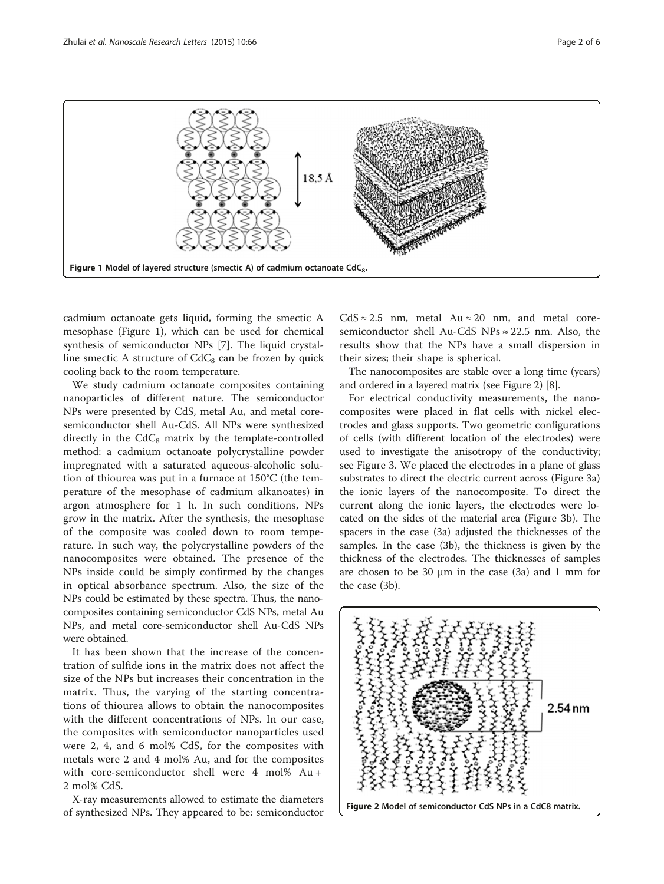Figure 1 Model of layered structure (smectic A) of cadmium octanoate $CdC_8$.

cadmium octanoate gets liquid, forming the smectic A mesophase (Figure 1), which can be used for chemical synthesis of semiconductor NPs [7]. The liquid crystalline smectic A structure of $CdC_8$ can be frozen by quick cooling back to the room temperature.

We study cadmium octanoate composites containing nanoparticles of different nature. The semiconductor NPs were presented by CdS, metal Au, and metal core-semiconductor shell Au-CdS. All NPs were synthesized directly in the $CdC_8$ matrix by the template-controlled method: a cadmium octanoate polycrystalline powder impregnated with a saturated aqueous-alcoholic solution of thiourea was put in a furnace at 150°C (the temperature of the mesophase of cadmium alkanoates) in argon atmosphere for 1 h. In such conditions, NPs grow in the matrix. After the synthesis, the mesophase of the composite was cooled down to room temperature. In such way, the polycrystalline powders of the nanocomposites were obtained. The presence of the NPs inside could be simply confirmed by the changes in optical absorbance spectrum. Also, the size of the NPs could be estimated by these spectra. Thus, the nanocomposites containing semiconductor CdS NPs, metal Au NPs, and metal core-semiconductor shell Au-CdS NPs were obtained.

It has been shown that the increase of the concentration of sulfide ions in the matrix does not affect the size of the NPs but increases their concentration in the matrix. Thus, the varying of the starting concentrations of thiourea allows to obtain the nanocomposites with the different concentrations of NPs. In our case, the composites with semiconductor nanoparticles used were 2, 4, and 6 mol% CdS, for the composites with metals were 2 and 4 mol% Au, and for the composites with core-semiconductor shell were 4 mol% Au + 2 mol% CdS.

X-ray measurements allowed to estimate the diameters of synthesized NPs. They appeared to be: semiconductor CdS ≈ 2.5 nm, metal Au ≈ 20 nm, and metal core-semiconductor shell Au-CdS NPs ≈ 22.5 nm. Also, the results show that the NPs have a small dispersion in their sizes; their shape is spherical.

The nanocomposites are stable over a long time (years) and ordered in a layered matrix (see Figure 2) [8].

For electrical conductivity measurements, the nanocomposites were placed in flat cells with nickel electrodes and glass supports. Two geometric configurations of cells (with different location of the electrodes) were used to investigate the anisotropy of the conductivity; see Figure 3. We placed the electrodes in a plane of glass substrates to direct the electric current across (Figure 3a) the ionic layers of the nanocomposite. To direct the current along the ionic layers, the electrodes were located on the sides of the material area (Figure 3b). The spacers in the case (3a) adjusted the thicknesses of the samples. In the case (3b), the thickness is given by the thickness of the electrodes. The thicknesses of samples are chosen to be 30 μm in the case (3a) and 1 mm for the case (3b).

Figure 2 Model of semiconductor CdS NPs in a CdC8 matrix.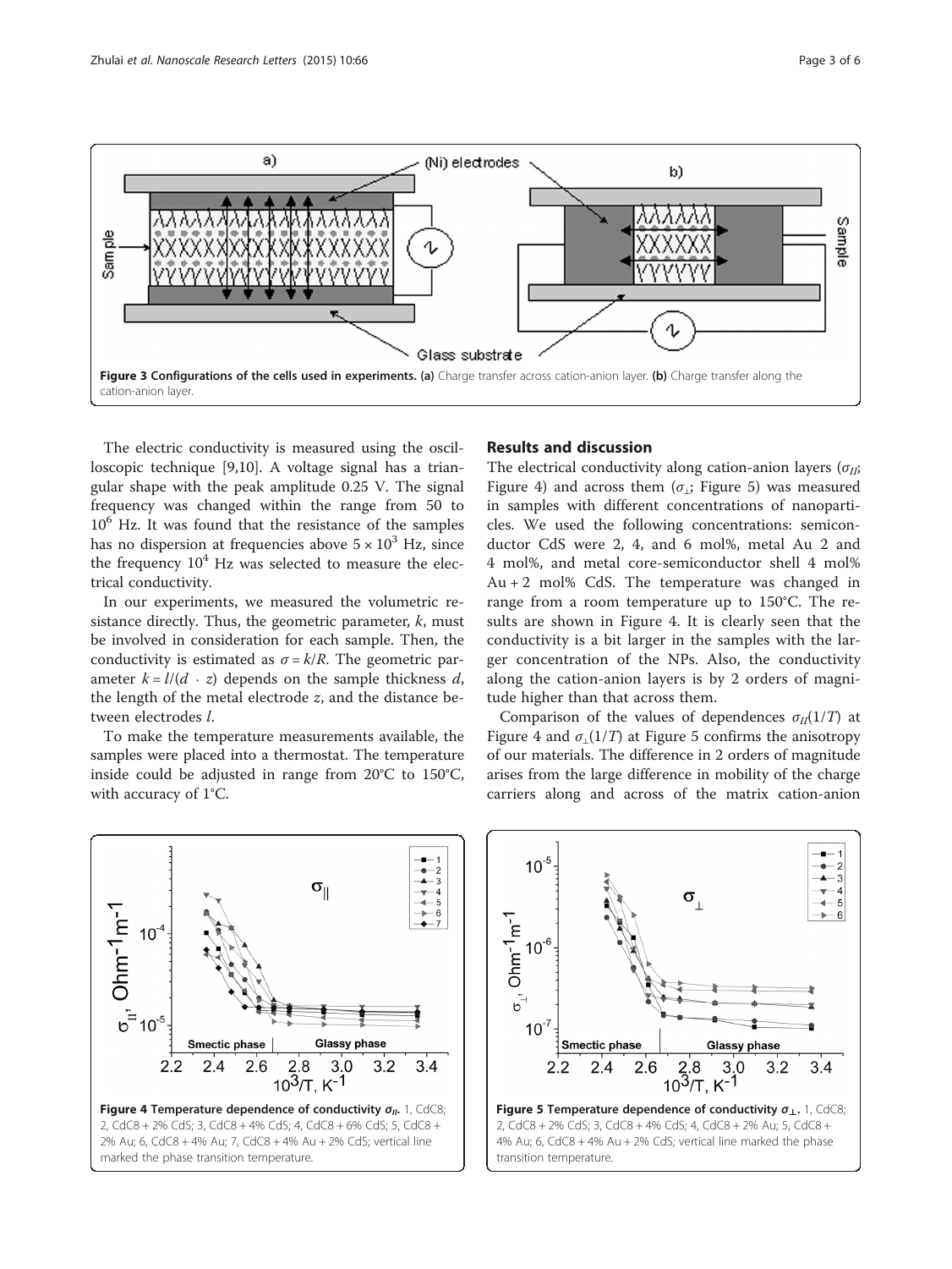Figure 3 Configurations of the cells used in experiments. (a) Charge transfer across cation-anion layer. (b) Charge transfer along the cation-anion layer.

The electric conductivity is measured using the oscilloscopic technique [9,10]. A voltage signal has a triangular shape with the peak amplitude 0.25 V. The signal frequency was changed within the range from 50 to $10^6$ Hz. It was found that the resistance of the samples has no dispersion at frequencies above $5 \times 10^3$ Hz, since the frequency $10^4$ Hz was selected to measure the electrical conductivity.

In our experiments, we measured the volumetric resistance directly. Thus, the geometric parameter, $k$, must be involved in consideration for each sample. Then, the conductivity is estimated as $\sigma = k/R$. The geometric parameter $k = l/(d \cdot z)$ depends on the sample thickness $d$, the length of the metal electrode $z$, and the distance between electrodes $l$.

To make the temperature measurements available, the samples were placed into a thermostat. The temperature inside could be adjusted in range from 20°C to 150°C, with accuracy of 1°C.

## Results and discussion

The electrical conductivity along cation-anion layers ($\sigma_{//}$; Figure 4) and across them ($\sigma_{\perp}$; Figure 5) was measured in samples with different concentrations of nanoparticles. We used the following concentrations: semiconductor CdS were 2, 4, and 6 mol%, metal Au 2 and 4 mol%, and metal core-semiconductor shell 4 mol% Au + 2 mol% CdS. The temperature was changed in range from a room temperature up to 150°C. The results are shown in Figure 4. It is clearly seen that the conductivity is a bit larger in the samples with the larger concentration of the NPs. Also, the conductivity along the cation-anion layers is by 2 orders of magnitude higher than that across them.

Comparison of the values of dependences $\sigma_{//}(1/T)$ at Figure 4 and $\sigma_{\perp}(1/T)$ at Figure 5 confirms the anisotropy of our materials. The difference in 2 orders of magnitude arises from the large difference in mobility of the charge carriers along and across of the matrix cation-anion

Figure 4 Temperature dependence of conductivity $\sigma_{//}$. 1, CdC8; 2, CdC8 + 2% CdS; 3, CdC8 + 4% CdS; 4, CdC8 + 6% CdS; 5, CdC8 + 2% Au; 6, CdC8 + 4% Au; 7, CdC8 + 4% Au + 2% CdS; vertical line marked the phase transition temperature.

Figure 5 Temperature dependence of conductivity $\sigma_{\perp}$. 1, CdC8; 2, CdC8 + 2% CdS; 3, CdC8 + 4% CdS; 4, CdC8 + 2% Au; 5, CdC8 + 4% Au; 6, CdC8 + 4% Au + 2% CdS; vertical line marked the phase transition temperature.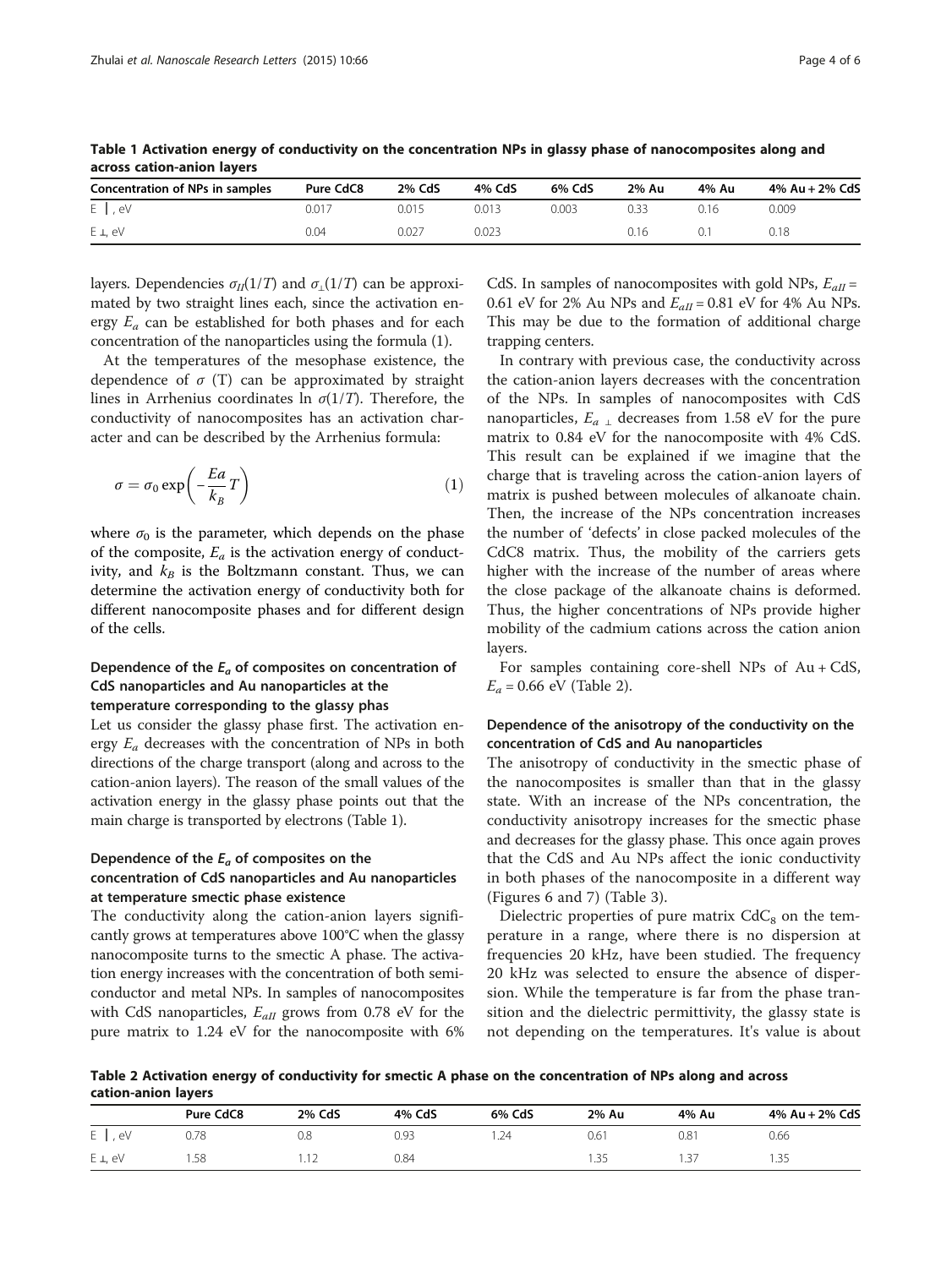Table 1 Activation energy of conductivity on the concentration NPs in glassy phase of nanocomposites along and across cation-anion layers

| Concentration of NPs in samples | Pure CdC8 | 2% CdS | 4% CdS | 6% CdS | 2% Au | 4% Au | 4% Au + 2% CdS |
|---|---|---|---|---|---|---|---|
| E ‖, eV | 0.017 | 0.015 | 0.013 | 0.003 | 0.33 | 0.16 | 0.009 |
| E ⊥, eV | 0.04 | 0.027 | 0.023 | | 0.16 | 0.1 | 0.18 |

layers. Dependencies $\sigma_{II}(1/T)$ and $\sigma_{\perp}(1/T)$ can be approximated by two straight lines each, since the activation energy $E_a$ can be established for both phases and for each concentration of the nanoparticles using the formula (1).

At the temperatures of the mesophase existence, the dependence of $\sigma$ (T) can be approximated by straight lines in Arrhenius coordinates ln $\sigma(1/T)$. Therefore, the conductivity of nanocomposites has an activation character and can be described by the Arrhenius formula:

$$\sigma = \sigma_0 \exp\left(-\frac{Ea}{k_B}T\right) \tag{1}$$

where $\sigma_0$ is the parameter, which depends on the phase of the composite, $E_a$ is the activation energy of conductivity, and $k_B$ is the Boltzmann constant. Thus, we can determine the activation energy of conductivity both for different nanocomposite phases and for different design of the cells.

### Dependence of the $E_a$ of composites on concentration of CdS nanoparticles and Au nanoparticles at the temperature corresponding to the glassy phas

Let us consider the glassy phase first. The activation energy $E_a$ decreases with the concentration of NPs in both directions of the charge transport (along and across to the cation-anion layers). The reason of the small values of the activation energy in the glassy phase points out that the main charge is transported by electrons (Table 1).

### Dependence of the $E_a$ of composites on the concentration of CdS nanoparticles and Au nanoparticles at temperature smectic phase existence

The conductivity along the cation-anion layers significantly grows at temperatures above 100°C when the glassy nanocomposite turns to the smectic A phase. The activation energy increases with the concentration of both semiconductor and metal NPs. In samples of nanocomposites with CdS nanoparticles, $E_{aII}$ grows from 0.78 eV for the pure matrix to 1.24 eV for the nanocomposite with 6% CdS. In samples of nanocomposites with gold NPs, $E_{aII}$ = 0.61 eV for 2% Au NPs and $E_{aII}$ = 0.81 eV for 4% Au NPs. This may be due to the formation of additional charge trapping centers.

In contrary with previous case, the conductivity across the cation-anion layers decreases with the concentration of the NPs. In samples of nanocomposites with CdS nanoparticles, $E_{a\perp}$ decreases from 1.58 eV for the pure matrix to 0.84 eV for the nanocomposite with 4% CdS. This result can be explained if we imagine that the charge that is traveling across the cation-anion layers of matrix is pushed between molecules of alkanoate chain. Then, the increase of the NPs concentration increases the number of 'defects' in close packed molecules of the CdC8 matrix. Thus, the mobility of the carriers gets higher with the increase of the number of areas where the close package of the alkanoate chains is deformed. Thus, the higher concentrations of NPs provide higher mobility of the cadmium cations across the cation anion layers.

For samples containing core-shell NPs of Au + CdS, $E_a$ = 0.66 eV (Table 2).

### Dependence of the anisotropy of the conductivity on the concentration of CdS and Au nanoparticles

The anisotropy of conductivity in the smectic phase of the nanocomposites is smaller than that in the glassy state. With an increase of the NPs concentration, the conductivity anisotropy increases for the smectic phase and decreases for the glassy phase. This once again proves that the CdS and Au NPs affect the ionic conductivity in both phases of the nanocomposite in a different way (Figures 6 and 7) (Table 3).

Dielectric properties of pure matrix $CdC_8$ on the temperature in a range, where there is no dispersion at frequencies 20 kHz, have been studied. The frequency 20 kHz was selected to ensure the absence of dispersion. While the temperature is far from the phase transition and the dielectric permittivity, the glassy state is not depending on the temperatures. It's value is about

Table 2 Activation energy of conductivity for smectic A phase on the concentration of NPs along and across cation-anion layers

| | Pure CdC8 | 2% CdS | 4% CdS | 6% CdS | 2% Au | 4% Au | 4% Au + 2% CdS |
|---|---|---|---|---|---|---|---|
| E ‖, eV | 0.78 | 0.8 | 0.93 | 1.24 | 0.61 | 0.81 | 0.66 |
| E ⊥, eV | 1.58 | 1.12 | 0.84 | | 1.35 | 1.37 | 1.35 |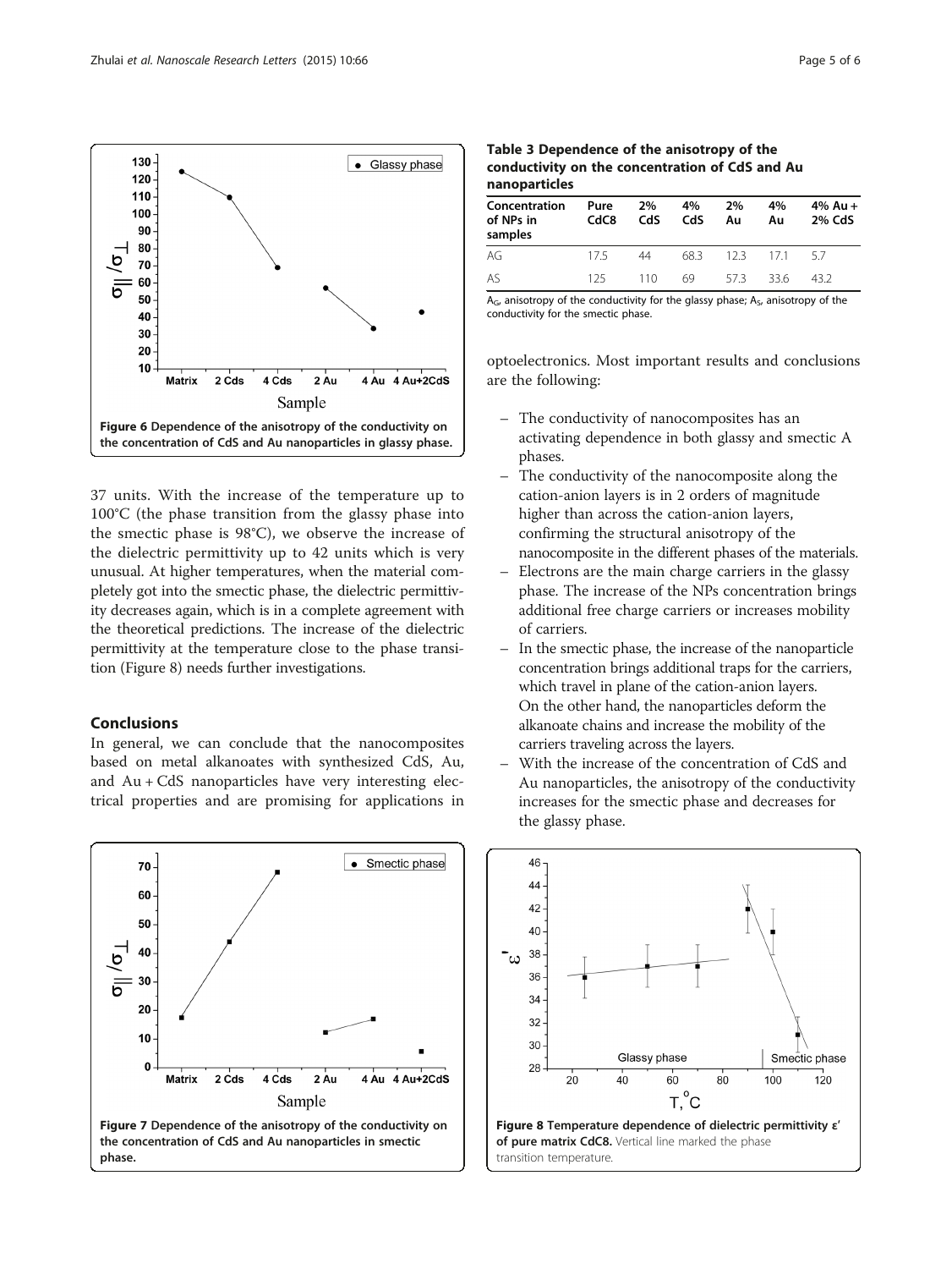Figure 6 Dependence of the anisotropy of the conductivity on the concentration of CdS and Au nanoparticles in glassy phase.

37 units. With the increase of the temperature up to 100°C (the phase transition from the glassy phase into the smectic phase is 98°C), we observe the increase of the dielectric permittivity up to 42 units which is very unusual. At higher temperatures, when the material completely got into the smectic phase, the dielectric permittivity decreases again, which is in a complete agreement with the theoretical predictions. The increase of the dielectric permittivity at the temperature close to the phase transition (Figure 8) needs further investigations.

## Conclusions

In general, we can conclude that the nanocomposites based on metal alkanoates with synthesized CdS, Au, and Au + CdS nanoparticles have very interesting electrical properties and are promising for applications in optoelectronics. Most important results and conclusions are the following:

- The conductivity of nanocomposites has an activating dependence in both glassy and smectic A phases.
- The conductivity of the nanocomposite along the cation-anion layers is in 2 orders of magnitude higher than across the cation-anion layers, confirming the structural anisotropy of the nanocomposite in the different phases of the materials.
- Electrons are the main charge carriers in the glassy phase. The increase of the NPs concentration brings additional free charge carriers or increases mobility of carriers.
- In the smectic phase, the increase of the nanoparticle concentration brings additional traps for the carriers, which travel in plane of the cation-anion layers. On the other hand, the nanoparticles deform the alkanoate chains and increase the mobility of the carriers traveling across the layers.
- With the increase of the concentration of CdS and Au nanoparticles, the anisotropy of the conductivity increases for the smectic phase and decreases for the glassy phase.

Figure 7 Dependence of the anisotropy of the conductivity on the concentration of CdS and Au nanoparticles in smectic phase.

**Table 3 Dependence of the anisotropy of the conductivity on the concentration of CdS and Au nanoparticles**

| Concentration of NPs in samples | Pure CdC8 | 2% CdS | 4% CdS | 2% Au | 4% Au | 4% Au + 2% CdS |
|---|---|---|---|---|---|---|
| AG | 17.5 | 44 | 68.3 | 12.3 | 17.1 | 5.7 |
| AS | 125 | 110 | 69 | 57.3 | 33.6 | 43.2 |

$A_G$, anisotropy of the conductivity for the glassy phase; $A_S$, anisotropy of the conductivity for the smectic phase.

Figure 8 Temperature dependence of dielectric permittivity ε′ of pure matrix CdC8. Vertical line marked the phase transition temperature.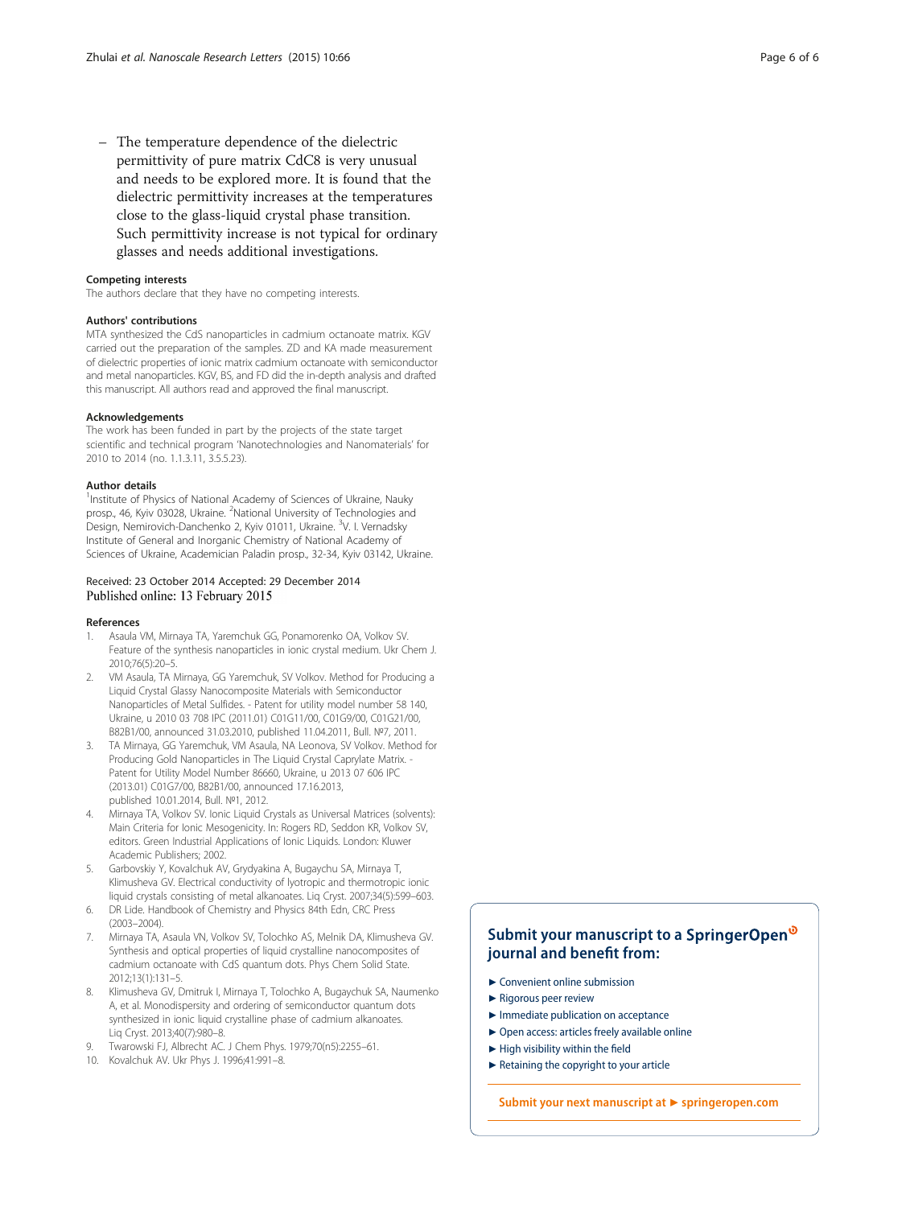- The temperature dependence of the dielectric permittivity of pure matrix CdC8 is very unusual and needs to be explored more. It is found that the dielectric permittivity increases at the temperatures close to the glass-liquid crystal phase transition. Such permittivity increase is not typical for ordinary glasses and needs additional investigations.

#### Competing interests
The authors declare that they have no competing interests.

#### Authors' contributions
MTA synthesized the CdS nanoparticles in cadmium octanoate matrix. KGV carried out the preparation of the samples. ZD and KA made measurement of dielectric properties of ionic matrix cadmium octanoate with semiconductor and metal nanoparticles. KGV, BS, and FD did the in-depth analysis and drafted this manuscript. All authors read and approved the final manuscript.

#### Acknowledgements
The work has been funded in part by the projects of the state target scientific and technical program 'Nanotechnologies and Nanomaterials' for 2010 to 2014 (no. 1.1.3.11, 3.5.5.23).

#### Author details
[1]Institute of Physics of National Academy of Sciences of Ukraine, Nauky prosp., 46, Kyiv 03028, Ukraine. [2]National University of Technologies and Design, Nemirovich-Danchenko 2, Kyiv 01011, Ukraine. [3]V. I. Vernadsky Institute of General and Inorganic Chemistry of National Academy of Sciences of Ukraine, Academician Paladin prosp., 32-34, Kyiv 03142, Ukraine.

Received: 23 October 2014 Accepted: 29 December 2014
Published online: 13 February 2015

#### References
1. Asaula VM, Mirnaya TA, Yaremchuk GG, Ponamorenko OA, Volkov SV. Feature of the synthesis nanoparticles in ionic crystal medium. Ukr Chem J. 2010;76(5):20–5.
2. VM Asaula, TA Mirnaya, GG Yaremchuk, SV Volkov. Method for Producing a Liquid Crystal Glassy Nanocomposite Materials with Semiconductor Nanoparticles of Metal Sulfides. - Patent for utility model number 58 140, Ukraine, u 2010 03 708 IPC (2011.01) C01G11/00, C01G9/00, C01G21/00, B82B1/00, announced 31.03.2010, published 11.04.2011, Bull. №7, 2011.
3. TA Mirnaya, GG Yaremchuk, VM Asaula, NA Leonova, SV Volkov. Method for Producing Gold Nanoparticles in The Liquid Crystal Caprylate Matrix. - Patent for Utility Model Number 86660, Ukraine, u 2013 07 606 IPC (2013.01) C01G7/00, B82B1/00, announced 17.16.2013, published 10.01.2014, Bull. №1, 2012.
4. Mirnaya TA, Volkov SV. Ionic Liquid Crystals as Universal Matrices (solvents): Main Criteria for Ionic Mesogenicity. In: Rogers RD, Seddon KR, Volkov SV, editors. Green Industrial Applications of Ionic Liquids. London: Kluwer Academic Publishers; 2002.
5. Garbovskiy Y, Kovalchuk AV, Grydyakina A, Bugaychu SA, Mirnaya T, Klimusheva GV. Electrical conductivity of lyotropic and thermotropic ionic liquid crystals consisting of metal alkanoates. Liq Cryst. 2007;34(5):599–603.
6. DR Lide. Handbook of Chemistry and Physics 84th Edn, CRC Press (2003–2004).
7. Mirnaya TA, Asaula VN, Volkov SV, Tolochko AS, Melnik DA, Klimusheva GV. Synthesis and optical properties of liquid crystalline nanocomposites of cadmium octanoate with CdS quantum dots. Phys Chem Solid State. 2012;13(1):131–5.
8. Klimusheva GV, Dmitruk I, Mirnaya T, Tolochko A, Bugaychuk SA, Naumenko A, et al. Monodispersity and ordering of semiconductor quantum dots synthesized in ionic liquid crystalline phase of cadmium alkanoates. Liq Cryst. 2013;40(7):980–8.
9. Twarowski FJ, Albrecht AC. J Chem Phys. 1979;70(n5):2255–61.
10. Kovalchuk AV. Ukr Phys J. 1996;41:991–8.

**Submit your manuscript to a SpringerOpen journal and benefit from:**

- ► Convenient online submission
- ► Rigorous peer review
- ► Immediate publication on acceptance
- ► Open access: articles freely available online
- ► High visibility within the field
- ► Retaining the copyright to your article

**Submit your next manuscript at ► springeropen.com**